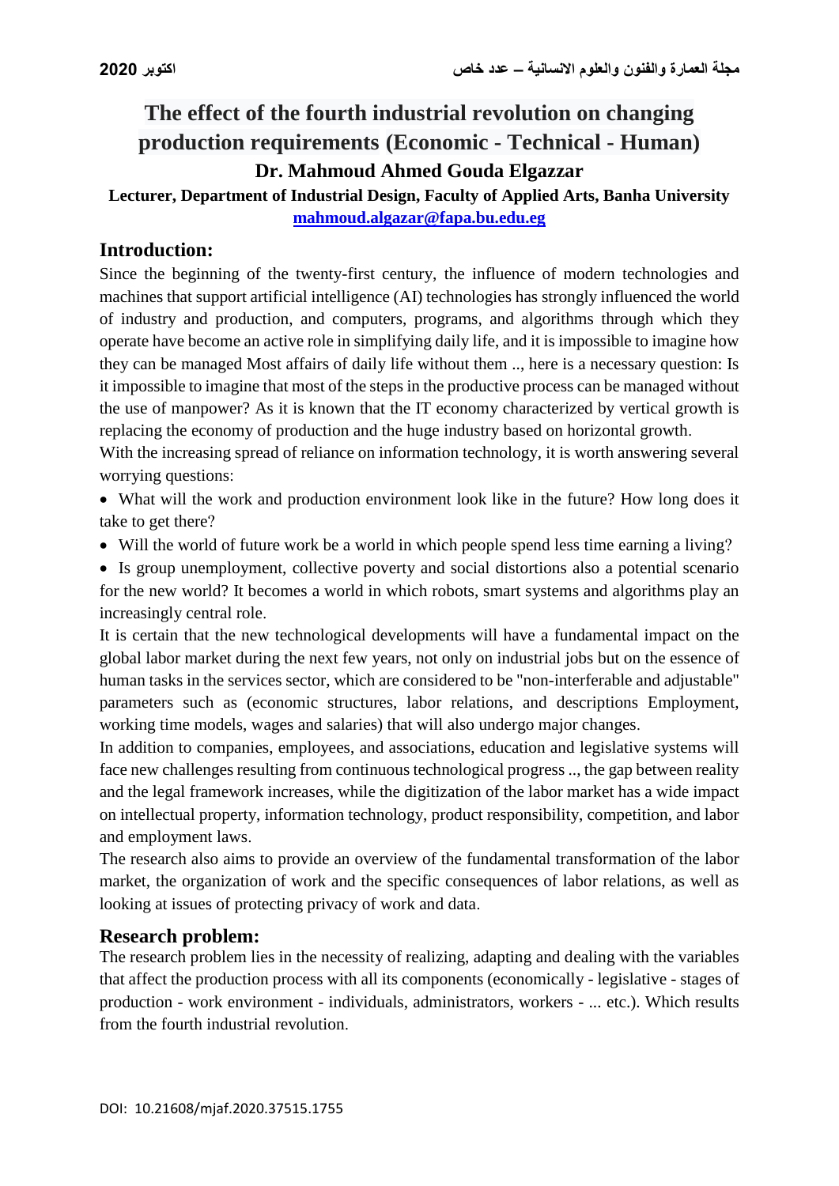# The effect of the fourth industrial revolution on changing production requirements (Economic - Technical - Human)

**Dr. Mahmoud Ahmed Gouda Elgazzar**

**Lecturer, Department of Industrial Design, Faculty of Applied Arts, Banha University**

**mahmoud.algazar@fapa.bu.edu.eg**

## Introduction:

Since the beginning of the twenty-first century, the influence of modern technologies and machines that support artificial intelligence (AI) technologies has strongly influenced the world of industry and production, and computers, programs, and algorithms through which they operate have become an active role in simplifying daily life, and it is impossible to imagine how they can be managed Most affairs of daily life without them .., here is a necessary question: Is it impossible to imagine that most of the steps in the productive process can be managed without the use of manpower? As it is known that the IT economy characterized by vertical growth is replacing the economy of production and the huge industry based on horizontal growth.

With the increasing spread of reliance on information technology, it is worth answering several worrying questions:

- What will the work and production environment look like in the future? How long does it take to get there?
- Will the world of future work be a world in which people spend less time earning a living?
- Is group unemployment, collective poverty and social distortions also a potential scenario for the new world? It becomes a world in which robots, smart systems and algorithms play an increasingly central role.

It is certain that the new technological developments will have a fundamental impact on the global labor market during the next few years, not only on industrial jobs but on the essence of human tasks in the services sector, which are considered to be "non-interferable and adjustable" parameters such as (economic structures, labor relations, and descriptions Employment, working time models, wages and salaries) that will also undergo major changes.

In addition to companies, employees, and associations, education and legislative systems will face new challenges resulting from continuous technological progress .., the gap between reality and the legal framework increases, while the digitization of the labor market has a wide impact on intellectual property, information technology, product responsibility, competition, and labor and employment laws.

The research also aims to provide an overview of the fundamental transformation of the labor market, the organization of work and the specific consequences of labor relations, as well as looking at issues of protecting privacy of work and data.

## Research problem:

The research problem lies in the necessity of realizing, adapting and dealing with the variables that affect the production process with all its components (economically - legislative - stages of production - work environment - individuals, administrators, workers - ... etc.). Which results from the fourth industrial revolution.

DOI: 10.21608/mjaf.2020.37515.1755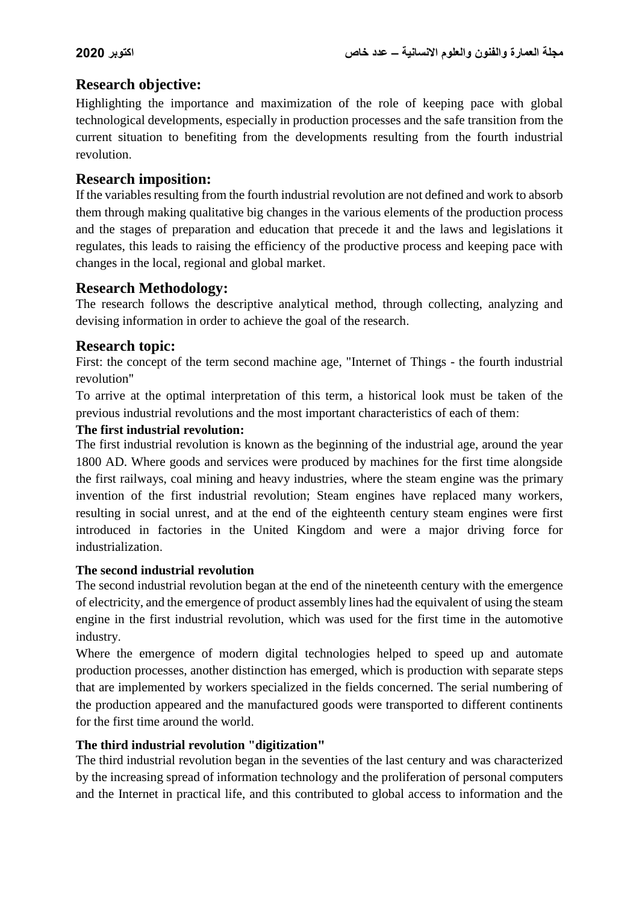## Research objective:

Highlighting the importance and maximization of the role of keeping pace with global technological developments, especially in production processes and the safe transition from the current situation to benefiting from the developments resulting from the fourth industrial revolution.

## Research imposition:

If the variables resulting from the fourth industrial revolution are not defined and work to absorb them through making qualitative big changes in the various elements of the production process and the stages of preparation and education that precede it and the laws and legislations it regulates, this leads to raising the efficiency of the productive process and keeping pace with changes in the local, regional and global market.

## Research Methodology:

The research follows the descriptive analytical method, through collecting, analyzing and devising information in order to achieve the goal of the research.

## Research topic:

First: the concept of the term second machine age, "Internet of Things - the fourth industrial revolution"

To arrive at the optimal interpretation of this term, a historical look must be taken of the previous industrial revolutions and the most important characteristics of each of them:

### The first industrial revolution:

The first industrial revolution is known as the beginning of the industrial age, around the year 1800 AD. Where goods and services were produced by machines for the first time alongside the first railways, coal mining and heavy industries, where the steam engine was the primary invention of the first industrial revolution; Steam engines have replaced many workers, resulting in social unrest, and at the end of the eighteenth century steam engines were first introduced in factories in the United Kingdom and were a major driving force for industrialization.

### The second industrial revolution

The second industrial revolution began at the end of the nineteenth century with the emergence of electricity, and the emergence of product assembly lines had the equivalent of using the steam engine in the first industrial revolution, which was used for the first time in the automotive industry.

Where the emergence of modern digital technologies helped to speed up and automate production processes, another distinction has emerged, which is production with separate steps that are implemented by workers specialized in the fields concerned. The serial numbering of the production appeared and the manufactured goods were transported to different continents for the first time around the world.

### The third industrial revolution "digitization"

The third industrial revolution began in the seventies of the last century and was characterized by the increasing spread of information technology and the proliferation of personal computers and the Internet in practical life, and this contributed to global access to information and the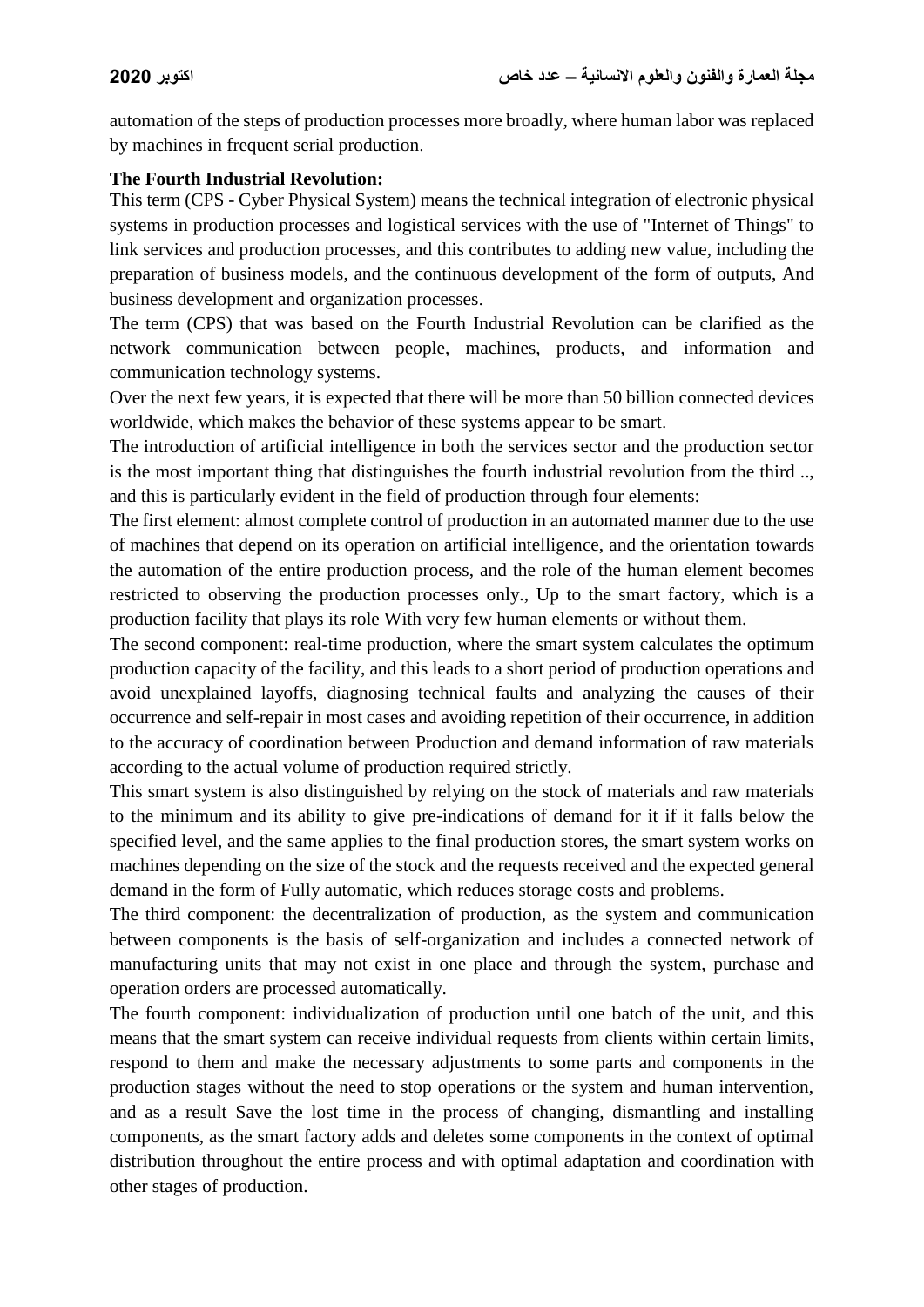automation of the steps of production processes more broadly, where human labor was replaced by machines in frequent serial production.

**The Fourth Industrial Revolution:**

This term (CPS - Cyber Physical System) means the technical integration of electronic physical systems in production processes and logistical services with the use of "Internet of Things" to link services and production processes, and this contributes to adding new value, including the preparation of business models, and the continuous development of the form of outputs, And business development and organization processes.

The term (CPS) that was based on the Fourth Industrial Revolution can be clarified as the network communication between people, machines, products, and information and communication technology systems.

Over the next few years, it is expected that there will be more than 50 billion connected devices worldwide, which makes the behavior of these systems appear to be smart.

The introduction of artificial intelligence in both the services sector and the production sector is the most important thing that distinguishes the fourth industrial revolution from the third .., and this is particularly evident in the field of production through four elements:

The first element: almost complete control of production in an automated manner due to the use of machines that depend on its operation on artificial intelligence, and the orientation towards the automation of the entire production process, and the role of the human element becomes restricted to observing the production processes only., Up to the smart factory, which is a production facility that plays its role With very few human elements or without them.

The second component: real-time production, where the smart system calculates the optimum production capacity of the facility, and this leads to a short period of production operations and avoid unexplained layoffs, diagnosing technical faults and analyzing the causes of their occurrence and self-repair in most cases and avoiding repetition of their occurrence, in addition to the accuracy of coordination between Production and demand information of raw materials according to the actual volume of production required strictly.

This smart system is also distinguished by relying on the stock of materials and raw materials to the minimum and its ability to give pre-indications of demand for it if it falls below the specified level, and the same applies to the final production stores, the smart system works on machines depending on the size of the stock and the requests received and the expected general demand in the form of Fully automatic, which reduces storage costs and problems.

The third component: the decentralization of production, as the system and communication between components is the basis of self-organization and includes a connected network of manufacturing units that may not exist in one place and through the system, purchase and operation orders are processed automatically.

The fourth component: individualization of production until one batch of the unit, and this means that the smart system can receive individual requests from clients within certain limits, respond to them and make the necessary adjustments to some parts and components in the production stages without the need to stop operations or the system and human intervention, and as a result Save the lost time in the process of changing, dismantling and installing components, as the smart factory adds and deletes some components in the context of optimal distribution throughout the entire process and with optimal adaptation and coordination with other stages of production.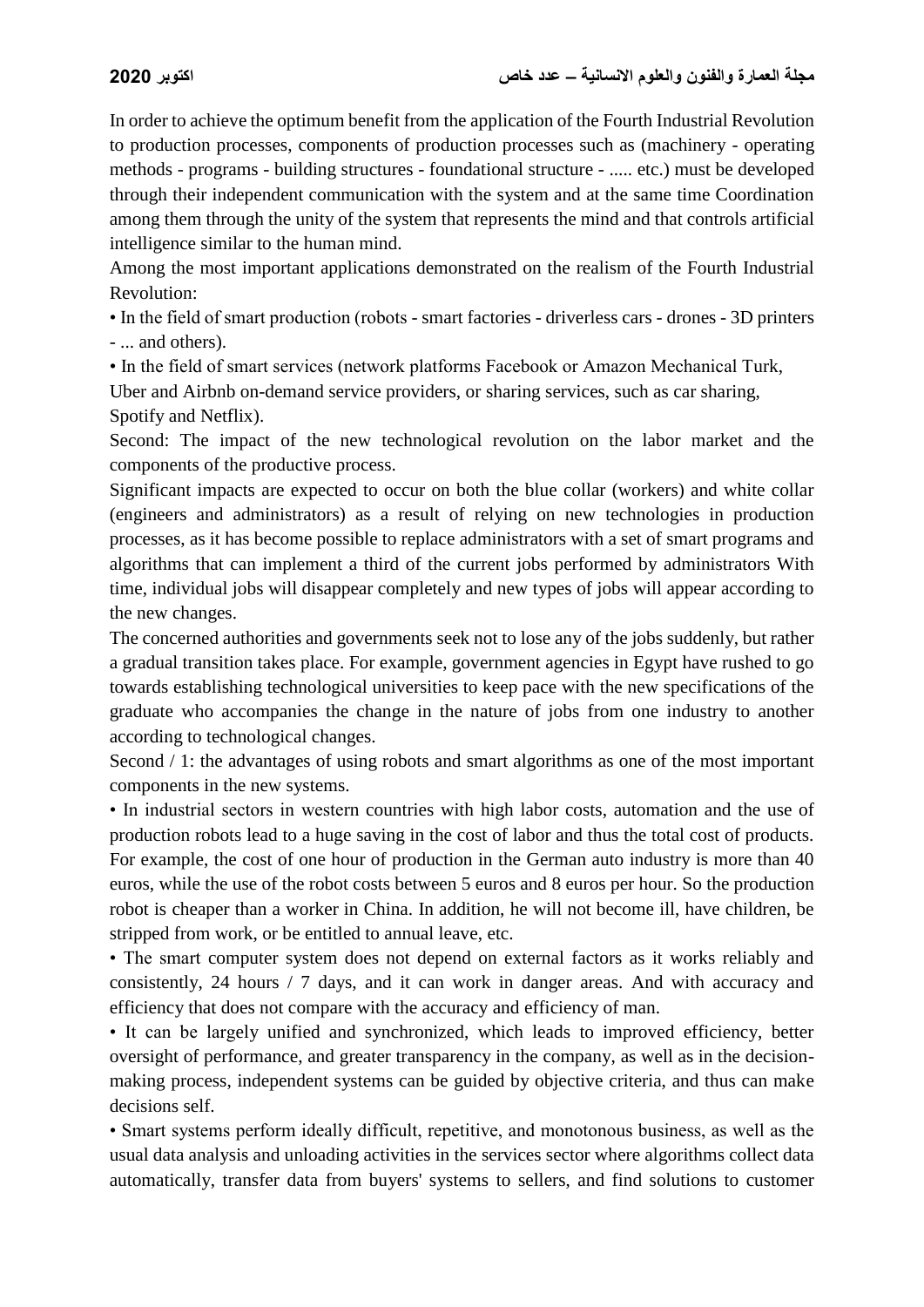In order to achieve the optimum benefit from the application of the Fourth Industrial Revolution to production processes, components of production processes such as (machinery - operating methods - programs - building structures - foundational structure - ..... etc.) must be developed through their independent communication with the system and at the same time Coordination among them through the unity of the system that represents the mind and that controls artificial intelligence similar to the human mind.

Among the most important applications demonstrated on the realism of the Fourth Industrial Revolution:

- In the field of smart production (robots - smart factories - driverless cars - drones - 3D printers - ... and others).
- In the field of smart services (network platforms Facebook or Amazon Mechanical Turk, Uber and Airbnb on-demand service providers, or sharing services, such as car sharing, Spotify and Netflix).

Second: The impact of the new technological revolution on the labor market and the components of the productive process.

Significant impacts are expected to occur on both the blue collar (workers) and white collar (engineers and administrators) as a result of relying on new technologies in production processes, as it has become possible to replace administrators with a set of smart programs and algorithms that can implement a third of the current jobs performed by administrators With time, individual jobs will disappear completely and new types of jobs will appear according to the new changes.

The concerned authorities and governments seek not to lose any of the jobs suddenly, but rather a gradual transition takes place. For example, government agencies in Egypt have rushed to go towards establishing technological universities to keep pace with the new specifications of the graduate who accompanies the change in the nature of jobs from one industry to another according to technological changes.

Second / 1: the advantages of using robots and smart algorithms as one of the most important components in the new systems.

- In industrial sectors in western countries with high labor costs, automation and the use of production robots lead to a huge saving in the cost of labor and thus the total cost of products. For example, the cost of one hour of production in the German auto industry is more than 40 euros, while the use of the robot costs between 5 euros and 8 euros per hour. So the production robot is cheaper than a worker in China. In addition, he will not become ill, have children, be stripped from work, or be entitled to annual leave, etc.
- The smart computer system does not depend on external factors as it works reliably and consistently, 24 hours / 7 days, and it can work in danger areas. And with accuracy and efficiency that does not compare with the accuracy and efficiency of man.
- It can be largely unified and synchronized, which leads to improved efficiency, better oversight of performance, and greater transparency in the company, as well as in the decision-making process, independent systems can be guided by objective criteria, and thus can make decisions self.
- Smart systems perform ideally difficult, repetitive, and monotonous business, as well as the usual data analysis and unloading activities in the services sector where algorithms collect data automatically, transfer data from buyers' systems to sellers, and find solutions to customer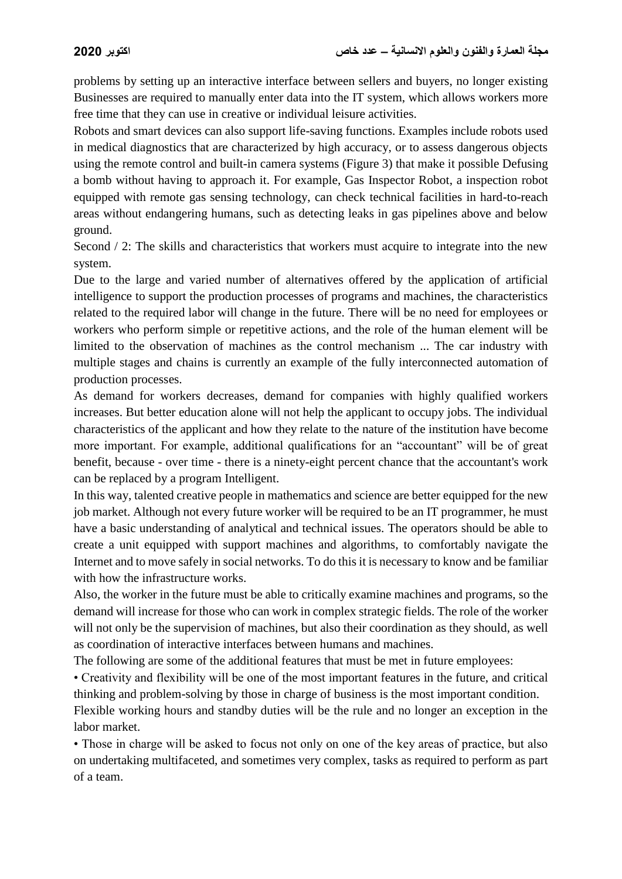problems by setting up an interactive interface between sellers and buyers, no longer existing Businesses are required to manually enter data into the IT system, which allows workers more free time that they can use in creative or individual leisure activities.

Robots and smart devices can also support life-saving functions. Examples include robots used in medical diagnostics that are characterized by high accuracy, or to assess dangerous objects using the remote control and built-in camera systems (Figure 3) that make it possible Defusing a bomb without having to approach it. For example, Gas Inspector Robot, a inspection robot equipped with remote gas sensing technology, can check technical facilities in hard-to-reach areas without endangering humans, such as detecting leaks in gas pipelines above and below ground.

Second / 2: The skills and characteristics that workers must acquire to integrate into the new system.

Due to the large and varied number of alternatives offered by the application of artificial intelligence to support the production processes of programs and machines, the characteristics related to the required labor will change in the future. There will be no need for employees or workers who perform simple or repetitive actions, and the role of the human element will be limited to the observation of machines as the control mechanism ... The car industry with multiple stages and chains is currently an example of the fully interconnected automation of production processes.

As demand for workers decreases, demand for companies with highly qualified workers increases. But better education alone will not help the applicant to occupy jobs. The individual characteristics of the applicant and how they relate to the nature of the institution have become more important. For example, additional qualifications for an "accountant" will be of great benefit, because - over time - there is a ninety-eight percent chance that the accountant's work can be replaced by a program Intelligent.

In this way, talented creative people in mathematics and science are better equipped for the new job market. Although not every future worker will be required to be an IT programmer, he must have a basic understanding of analytical and technical issues. The operators should be able to create a unit equipped with support machines and algorithms, to comfortably navigate the Internet and to move safely in social networks. To do this it is necessary to know and be familiar with how the infrastructure works.

Also, the worker in the future must be able to critically examine machines and programs, so the demand will increase for those who can work in complex strategic fields. The role of the worker will not only be the supervision of machines, but also their coordination as they should, as well as coordination of interactive interfaces between humans and machines.

The following are some of the additional features that must be met in future employees:

• Creativity and flexibility will be one of the most important features in the future, and critical thinking and problem-solving by those in charge of business is the most important condition.

Flexible working hours and standby duties will be the rule and no longer an exception in the labor market.

• Those in charge will be asked to focus not only on one of the key areas of practice, but also on undertaking multifaceted, and sometimes very complex, tasks as required to perform as part of a team.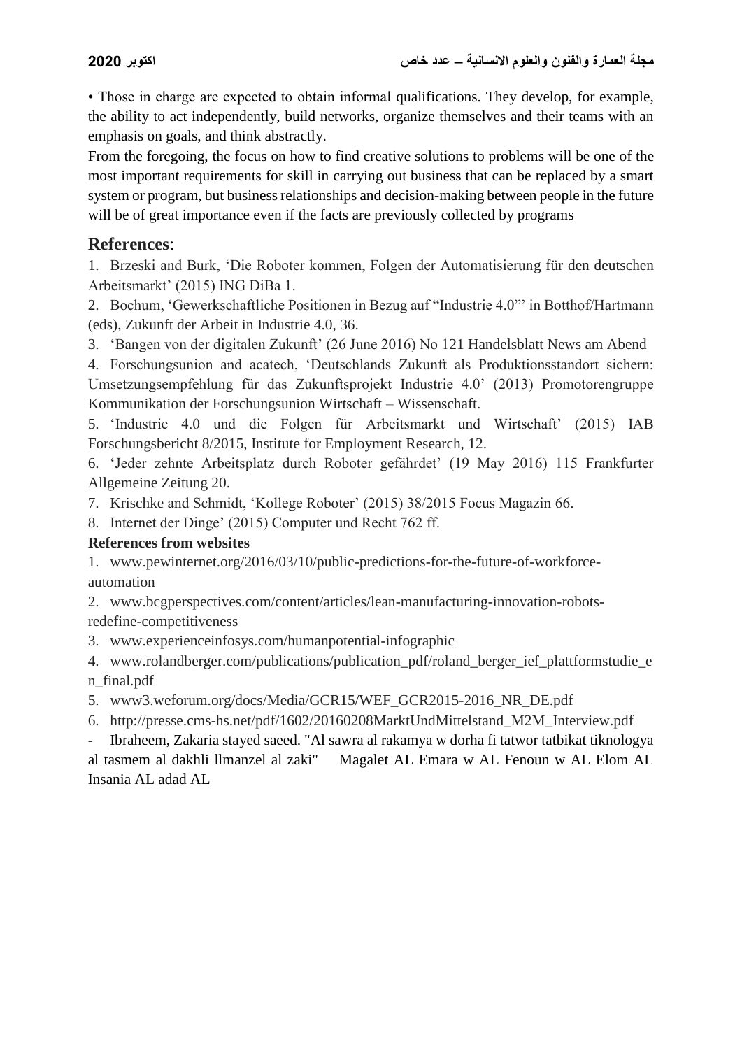• Those in charge are expected to obtain informal qualifications. They develop, for example, the ability to act independently, build networks, organize themselves and their teams with an emphasis on goals, and think abstractly.

From the foregoing, the focus on how to find creative solutions to problems will be one of the most important requirements for skill in carrying out business that can be replaced by a smart system or program, but business relationships and decision-making between people in the future will be of great importance even if the facts are previously collected by programs

## References:

1. Brzeski and Burk, 'Die Roboter kommen, Folgen der Automatisierung für den deutschen Arbeitsmarkt' (2015) ING DiBa 1.
2. Bochum, 'Gewerkschaftliche Positionen in Bezug auf "Industrie 4.0"' in Botthof/Hartmann (eds), Zukunft der Arbeit in Industrie 4.0, 36.
3. 'Bangen von der digitalen Zukunft' (26 June 2016) No 121 Handelsblatt News am Abend
4. Forschungsunion and acatech, 'Deutschlands Zukunft als Produktionsstandort sichern: Umsetzungsempfehlung für das Zukunftsprojekt Industrie 4.0' (2013) Promotorengruppe Kommunikation der Forschungsunion Wirtschaft – Wissenschaft.
5. 'Industrie 4.0 und die Folgen für Arbeitsmarkt und Wirtschaft' (2015) IAB Forschungsbericht 8/2015, Institute for Employment Research, 12.
6. 'Jeder zehnte Arbeitsplatz durch Roboter gefährdet' (19 May 2016) 115 Frankfurter Allgemeine Zeitung 20.
7. Krischke and Schmidt, 'Kollege Roboter' (2015) 38/2015 Focus Magazin 66.
8. Internet der Dinge' (2015) Computer und Recht 762 ff.

**References from websites**

1. www.pewinternet.org/2016/03/10/public-predictions-for-the-future-of-workforce-automation
2. www.bcgperspectives.com/content/articles/lean-manufacturing-innovation-robots-redefine-competitiveness
3. www.experienceinfosys.com/humanpotential-infographic
4. www.rolandberger.com/publications/publication_pdf/roland_berger_ief_plattformstudie_en_final.pdf
5. www3.weforum.org/docs/Media/GCR15/WEF_GCR2015-2016_NR_DE.pdf
6. http://presse.cms-hs.net/pdf/1602/20160208MarktUndMittelstand_M2M_Interview.pdf

- Ibraheem, Zakaria stayed saeed. "Al sawra al rakamya w dorha fi tatwor tatbikat tiknologya al tasmem al dakhli llmanzel al zaki" Magalet AL Emara w AL Fenoun w AL Elom AL Insania AL adad AL